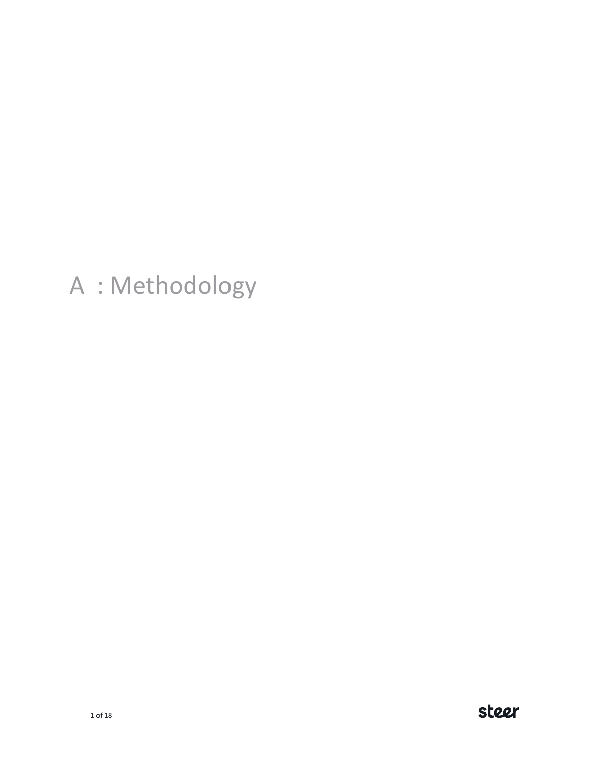# A : Methodology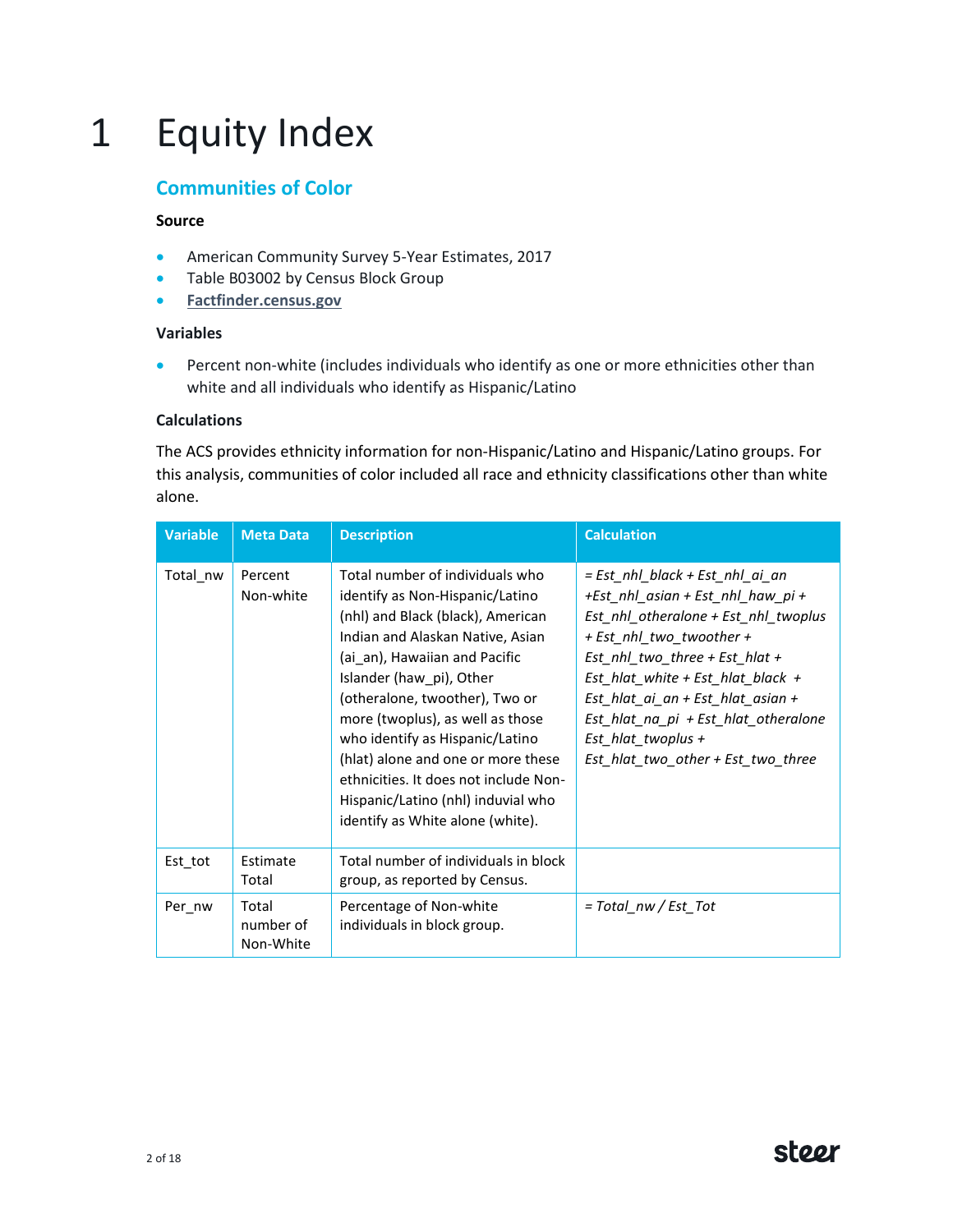# 1 Equity Index

## Communities of Color

### Source

- American Community Survey 5-Year Estimates, 2017
- Table B03002 by Census Block Group
- **Factfinder.census.gov**

### Variables

- Percent non-white (includes individuals who identify as one or more ethnicities other than white and all individuals who identify as Hispanic/Latino

### Calculations

The ACS provides ethnicity information for non-Hispanic/Latino and Hispanic/Latino groups. For this analysis, communities of color included all race and ethnicity classifications other than white alone.

| Variable | Meta Data | Description | Calculation |
|---|---|---|---|
| Total_nw | Percent Non-white | Total number of individuals who identify as Non-Hispanic/Latino (nhl) and Black (black), American Indian and Alaskan Native, Asian (ai_an), Hawaiian and Pacific Islander (haw_pi), Other (otheralone, twoother), Two or more (twoplus), as well as those who identify as Hispanic/Latino (hlat) alone and one or more these ethnicities. It does not include Non-Hispanic/Latino (nhl) induvial who identify as White alone (white). | *= Est_nhl_black + Est_nhl_ai_an +Est_nhl_asian + Est_nhl_haw_pi + Est_nhl_otheralone + Est_nhl_twoplus + Est_nhl_two_twoother + Est_nhl_two_three + Est_hlat + Est_hlat_white + Est_hlat_black + Est_hlat_ai_an + Est_hlat_asian + Est_hlat_na_pi + Est_hlat_otheralone Est_hlat_twoplus + Est_hlat_two_other + Est_two_three* |
| Est_tot | Estimate Total | Total number of individuals in block group, as reported by Census. | |
| Per_nw | Total number of Non-White | Percentage of Non-white individuals in block group. | *= Total_nw / Est_Tot* |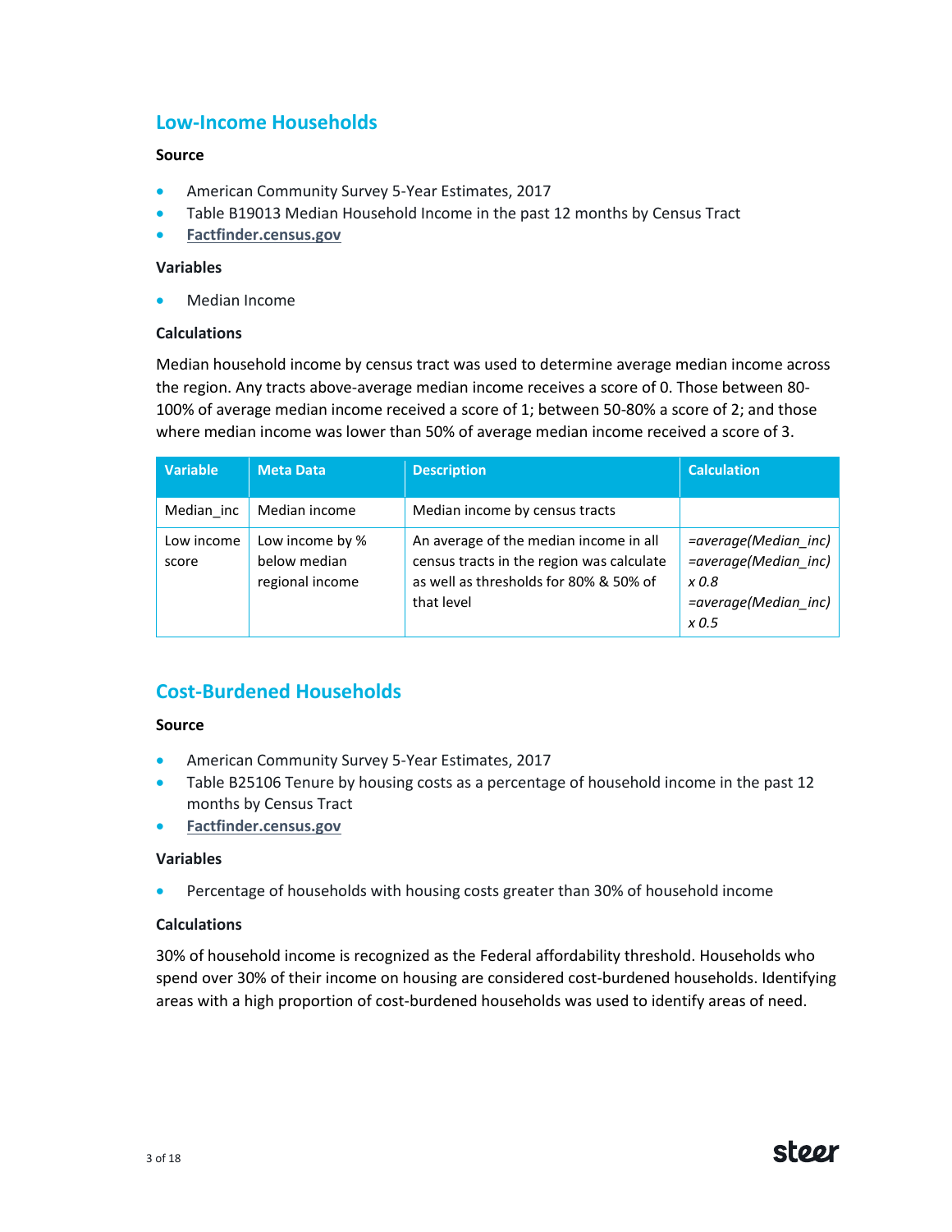## Low-Income Households

**Source**

- American Community Survey 5-Year Estimates, 2017
- Table B19013 Median Household Income in the past 12 months by Census Tract
- Factfinder.census.gov

**Variables**

- Median Income

**Calculations**

Median household income by census tract was used to determine average median income across the region. Any tracts above-average median income receives a score of 0. Those between 80-100% of average median income received a score of 1; between 50-80% a score of 2; and those where median income was lower than 50% of average median income received a score of 3.

| Variable | Meta Data | Description | Calculation |
|---|---|---|---|
| Median_inc | Median income | Median income by census tracts | |
| Low income score | Low income by % below median regional income | An average of the median income in all census tracts in the region was calculate as well as thresholds for 80% & 50% of that level | *=average(Median_inc)* *=average(Median_inc) x 0.8* *=average(Median_inc) x 0.5* |

## Cost-Burdened Households

**Source**

- American Community Survey 5-Year Estimates, 2017
- Table B25106 Tenure by housing costs as a percentage of household income in the past 12 months by Census Tract
- Factfinder.census.gov

**Variables**

- Percentage of households with housing costs greater than 30% of household income

**Calculations**

30% of household income is recognized as the Federal affordability threshold. Households who spend over 30% of their income on housing are considered cost-burdened households. Identifying areas with a high proportion of cost-burdened households was used to identify areas of need.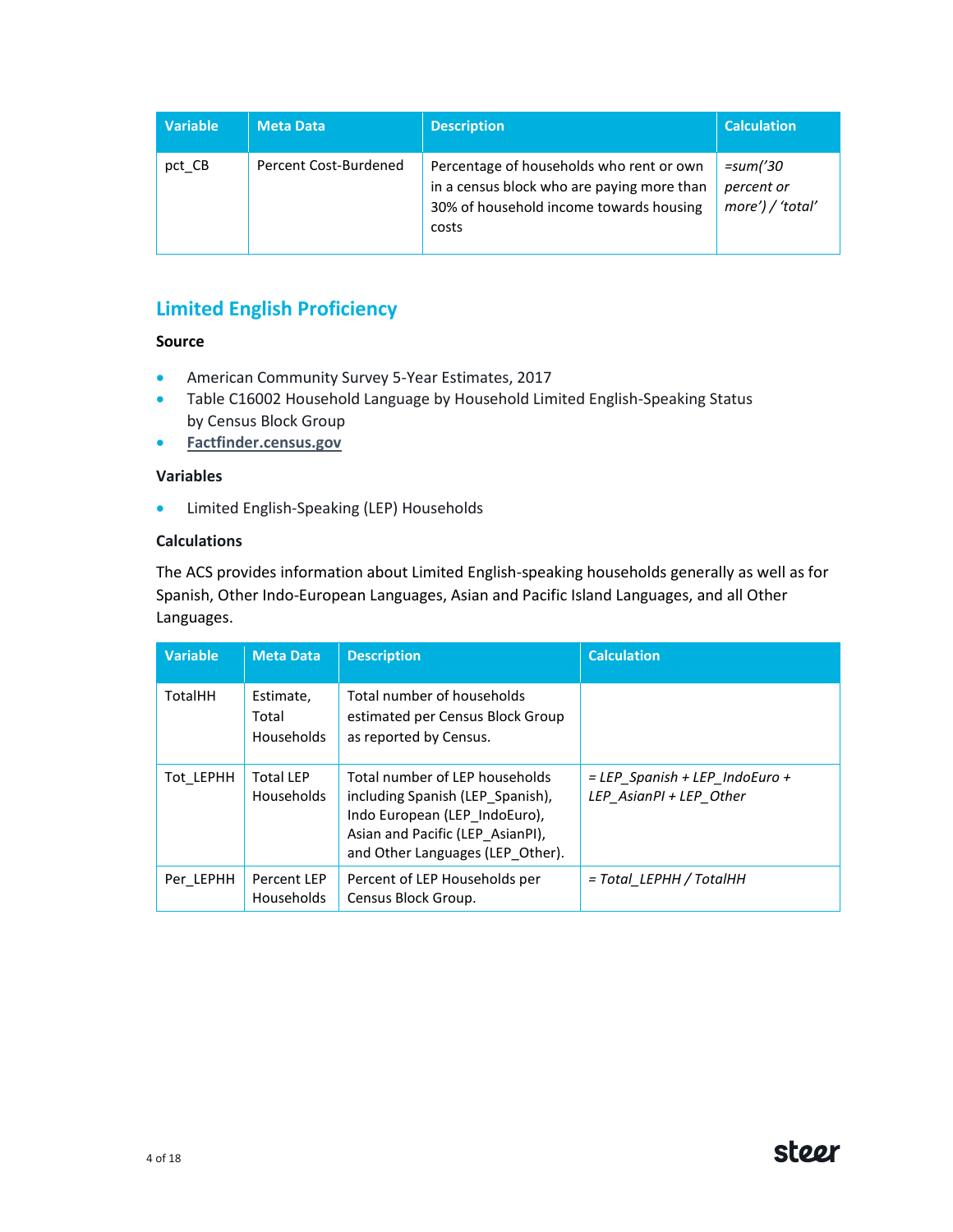| Variable | Meta Data | Description | Calculation |
| --- | --- | --- | --- |
| pct_CB | Percent Cost-Burdened | Percentage of households who rent or own in a census block who are paying more than 30% of household income towards housing costs | *=sum('30 percent or more') / 'total'* |

## Limited English Proficiency

**Source**

- American Community Survey 5-Year Estimates, 2017
- Table C16002 Household Language by Household Limited English-Speaking Status by Census Block Group
- **Factfinder.census.gov**

**Variables**

- Limited English-Speaking (LEP) Households

**Calculations**

The ACS provides information about Limited English-speaking households generally as well as for Spanish, Other Indo-European Languages, Asian and Pacific Island Languages, and all Other Languages.

| Variable | Meta Data | Description | Calculation |
| --- | --- | --- | --- |
| TotalHH | Estimate, Total Households | Total number of households estimated per Census Block Group as reported by Census. | |
| Tot_LEPHH | Total LEP Households | Total number of LEP households including Spanish (LEP_Spanish), Indo European (LEP_IndoEuro), Asian and Pacific (LEP_AsianPI), and Other Languages (LEP_Other). | *= LEP_Spanish + LEP_IndoEuro + LEP_AsianPI + LEP_Other* |
| Per_LEPHH | Percent LEP Households | Percent of LEP Households per Census Block Group. | *= Total_LEPHH / TotalHH* |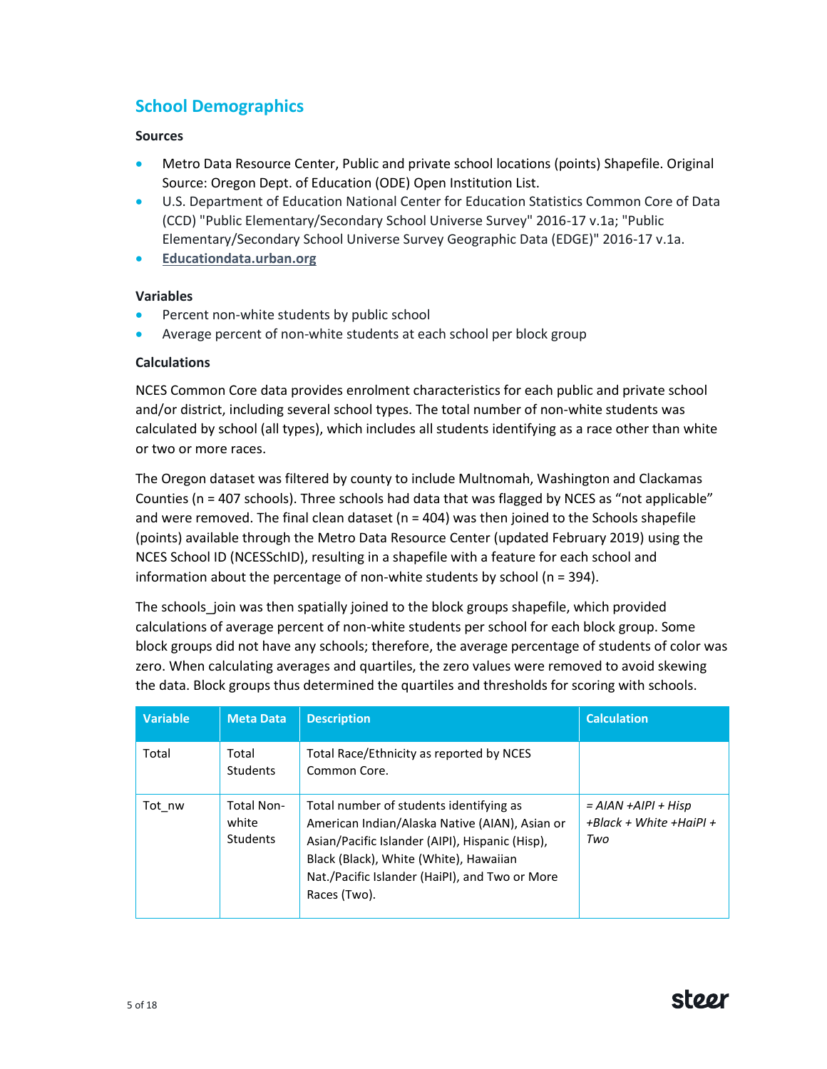## School Demographics

**Sources**

- Metro Data Resource Center, Public and private school locations (points) Shapefile. Original Source: Oregon Dept. of Education (ODE) Open Institution List.
- U.S. Department of Education National Center for Education Statistics Common Core of Data (CCD) "Public Elementary/Secondary School Universe Survey" 2016-17 v.1a; "Public Elementary/Secondary School Universe Survey Geographic Data (EDGE)" 2016-17 v.1a.
- **Educationdata.urban.org**

**Variables**

- Percent non-white students by public school
- Average percent of non-white students at each school per block group

**Calculations**

NCES Common Core data provides enrolment characteristics for each public and private school and/or district, including several school types. The total number of non-white students was calculated by school (all types), which includes all students identifying as a race other than white or two or more races.

The Oregon dataset was filtered by county to include Multnomah, Washington and Clackamas Counties (n = 407 schools). Three schools had data that was flagged by NCES as "not applicable" and were removed. The final clean dataset (n = 404) was then joined to the Schools shapefile (points) available through the Metro Data Resource Center (updated February 2019) using the NCES School ID (NCESSchID), resulting in a shapefile with a feature for each school and information about the percentage of non-white students by school (n = 394).

The schools_join was then spatially joined to the block groups shapefile, which provided calculations of average percent of non-white students per school for each block group. Some block groups did not have any schools; therefore, the average percentage of students of color was zero. When calculating averages and quartiles, the zero values were removed to avoid skewing the data. Block groups thus determined the quartiles and thresholds for scoring with schools.

| Variable | Meta Data | Description | Calculation |
|---|---|---|---|
| Total | Total Students | Total Race/Ethnicity as reported by NCES Common Core. | |
| Tot_nw | Total Non-white Students | Total number of students identifying as American Indian/Alaska Native (AIAN), Asian or Asian/Pacific Islander (AIPI), Hispanic (Hisp), Black (Black), White (White), Hawaiian Nat./Pacific Islander (HaiPI), and Two or More Races (Two). | *= AIAN +AIPI + Hisp +Black + White +HaiPI + Two* |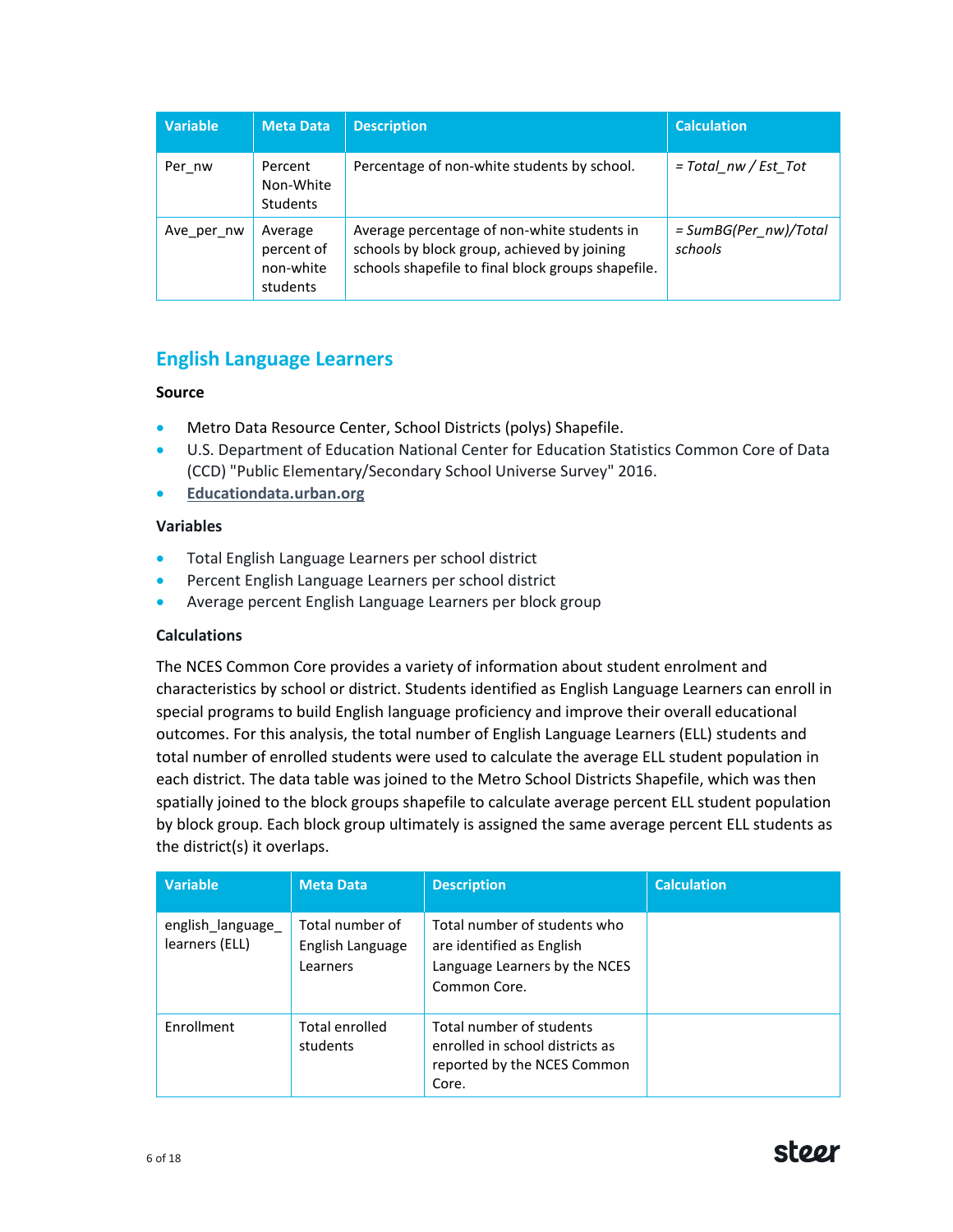| Variable | Meta Data | Description | Calculation |
| --- | --- | --- | --- |
| Per_nw | Percent Non-White Students | Percentage of non-white students by school. | *= Total_nw / Est_Tot* |
| Ave_per_nw | Average percent of non-white students | Average percentage of non-white students in schools by block group, achieved by joining schools shapefile to final block groups shapefile. | *= SumBG(Per_nw)/Total schools* |

## English Language Learners

### Source

- Metro Data Resource Center, School Districts (polys) Shapefile.
- U.S. Department of Education National Center for Education Statistics Common Core of Data (CCD) "Public Elementary/Secondary School Universe Survey" 2016.
- **Educationdata.urban.org**

### Variables

- Total English Language Learners per school district
- Percent English Language Learners per school district
- Average percent English Language Learners per block group

### Calculations

The NCES Common Core provides a variety of information about student enrolment and characteristics by school or district. Students identified as English Language Learners can enroll in special programs to build English language proficiency and improve their overall educational outcomes. For this analysis, the total number of English Language Learners (ELL) students and total number of enrolled students were used to calculate the average ELL student population in each district. The data table was joined to the Metro School Districts Shapefile, which was then spatially joined to the block groups shapefile to calculate average percent ELL student population by block group. Each block group ultimately is assigned the same average percent ELL students as the district(s) it overlaps.

| Variable | Meta Data | Description | Calculation |
| --- | --- | --- | --- |
| english_language_learners (ELL) | Total number of English Language Learners | Total number of students who are identified as English Language Learners by the NCES Common Core. | |
| Enrollment | Total enrolled students | Total number of students enrolled in school districts as reported by the NCES Common Core. | |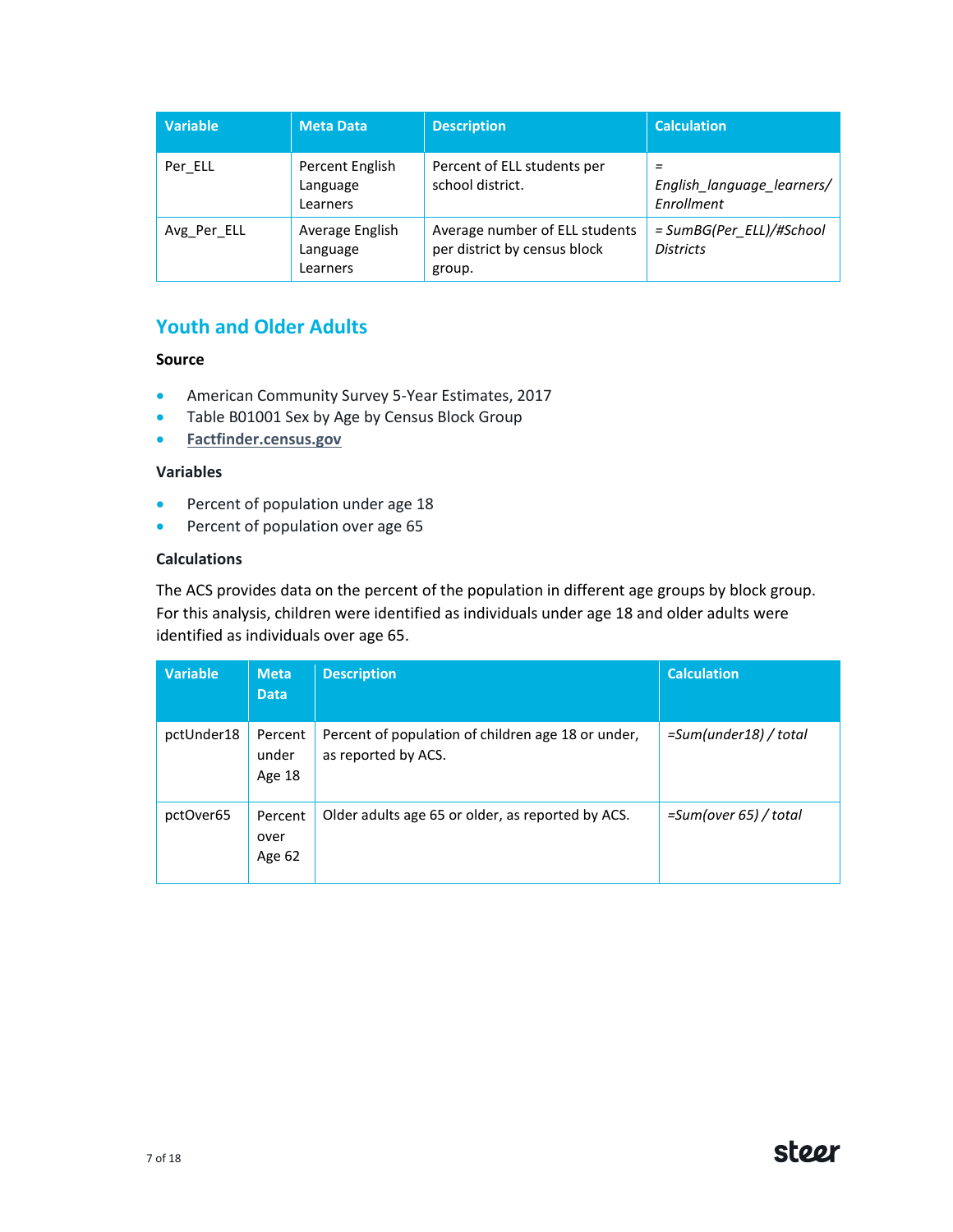| Variable | Meta Data | Description | Calculation |
|---|---|---|---|
| Per_ELL | Percent English Language Learners | Percent of ELL students per school district. | *= English_language_learners/ Enrollment* |
| Avg_Per_ELL | Average English Language Learners | Average number of ELL students per district by census block group. | *= SumBG(Per_ELL)/#School Districts* |

## Youth and Older Adults

### Source

- American Community Survey 5-Year Estimates, 2017
- Table B01001 Sex by Age by Census Block Group
- **Factfinder.census.gov**

### Variables

- Percent of population under age 18
- Percent of population over age 65

### Calculations

The ACS provides data on the percent of the population in different age groups by block group. For this analysis, children were identified as individuals under age 18 and older adults were identified as individuals over age 65.

| Variable | Meta Data | Description | Calculation |
|---|---|---|---|
| pctUnder18 | Percent under Age 18 | Percent of population of children age 18 or under, as reported by ACS. | *=Sum(under18) / total* |
| pctOver65 | Percent over Age 62 | Older adults age 65 or older, as reported by ACS. | *=Sum(over 65) / total* |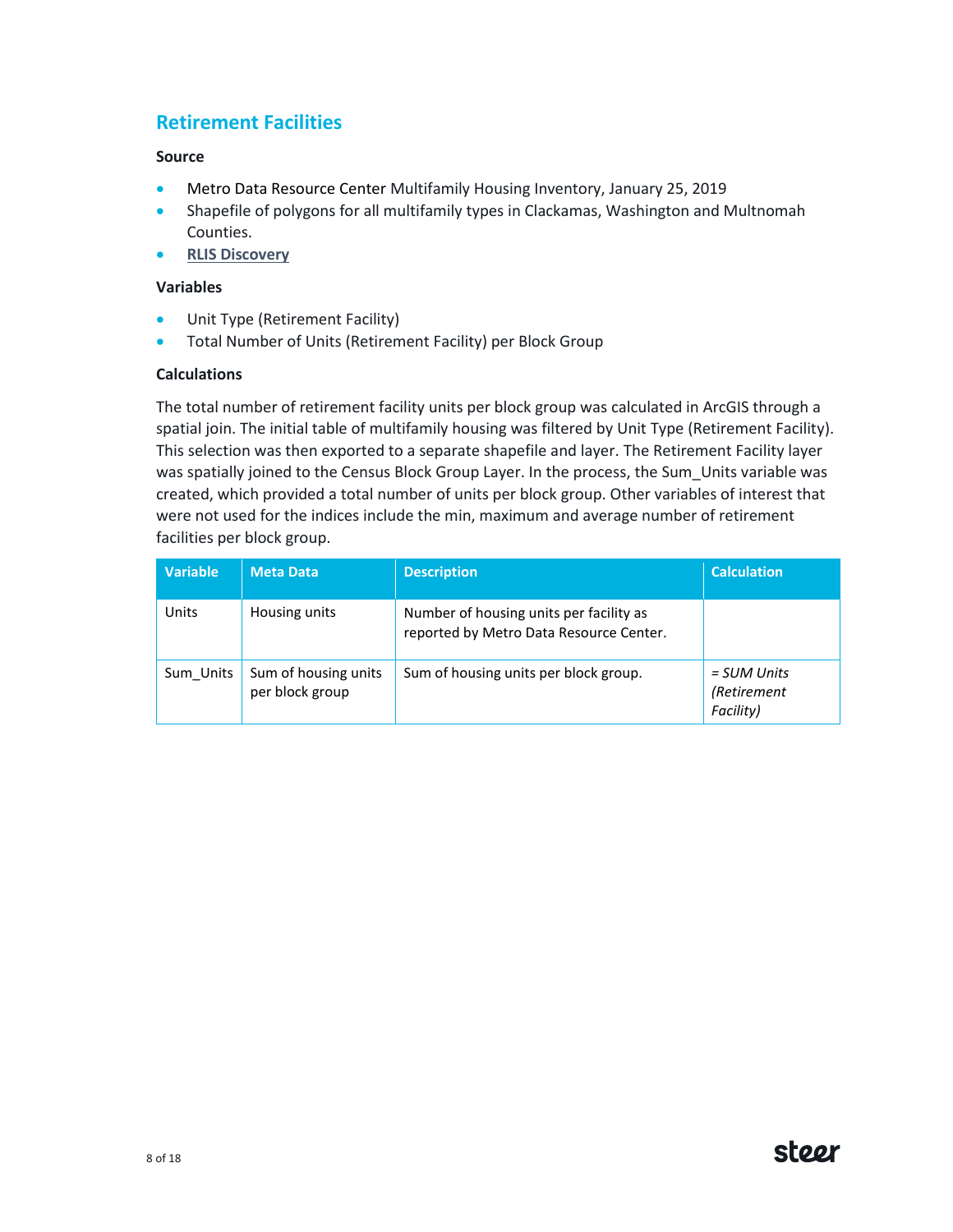## Retirement Facilities

### Source

- Metro Data Resource Center Multifamily Housing Inventory, January 25, 2019
- Shapefile of polygons for all multifamily types in Clackamas, Washington and Multnomah Counties.
- RLIS Discovery

### Variables

- Unit Type (Retirement Facility)
- Total Number of Units (Retirement Facility) per Block Group

### Calculations

The total number of retirement facility units per block group was calculated in ArcGIS through a spatial join. The initial table of multifamily housing was filtered by Unit Type (Retirement Facility). This selection was then exported to a separate shapefile and layer. The Retirement Facility layer was spatially joined to the Census Block Group Layer. In the process, the Sum_Units variable was created, which provided a total number of units per block group. Other variables of interest that were not used for the indices include the min, maximum and average number of retirement facilities per block group.

| Variable | Meta Data | Description | Calculation |
|---|---|---|---|
| Units | Housing units | Number of housing units per facility as reported by Metro Data Resource Center. | |
| Sum_Units | Sum of housing units per block group | Sum of housing units per block group. | *= SUM Units (Retirement Facility)* |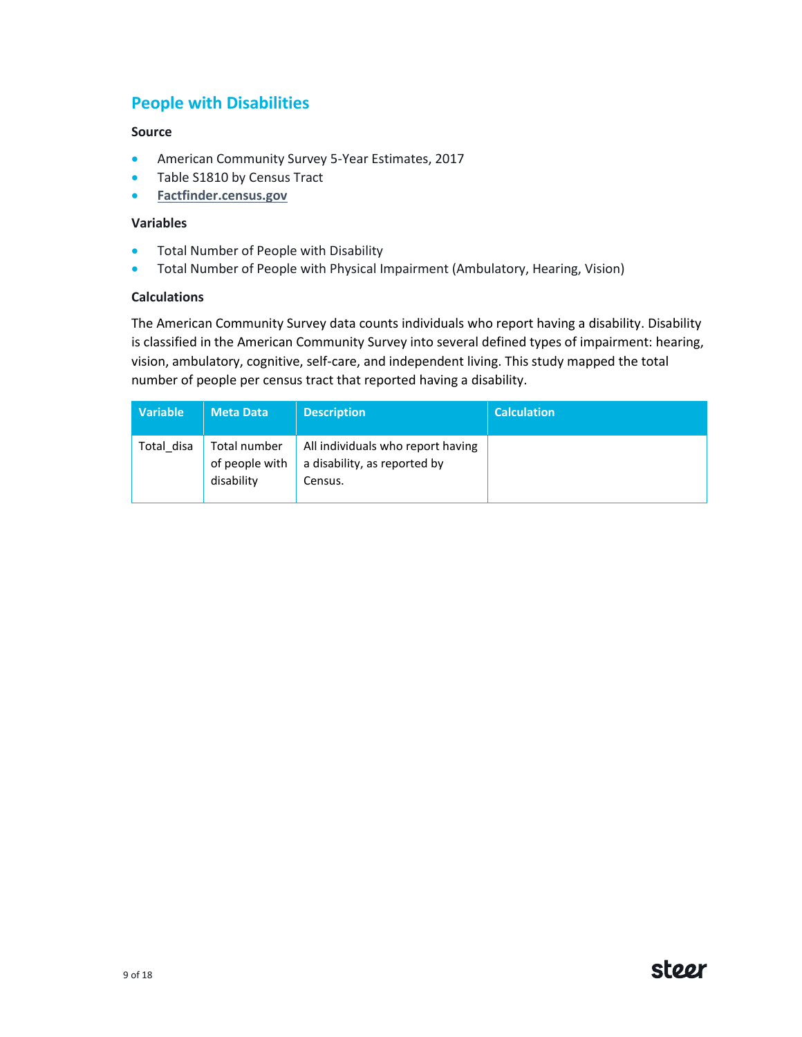## People with Disabilities

**Source**

- American Community Survey 5-Year Estimates, 2017
- Table S1810 by Census Tract
- **Factfinder.census.gov**

**Variables**

- Total Number of People with Disability
- Total Number of People with Physical Impairment (Ambulatory, Hearing, Vision)

**Calculations**

The American Community Survey data counts individuals who report having a disability. Disability is classified in the American Community Survey into several defined types of impairment: hearing, vision, ambulatory, cognitive, self-care, and independent living. This study mapped the total number of people per census tract that reported having a disability.

| Variable | Meta Data | Description | Calculation |
|---|---|---|---|
| Total_disa | Total number of people with disability | All individuals who report having a disability, as reported by Census. | |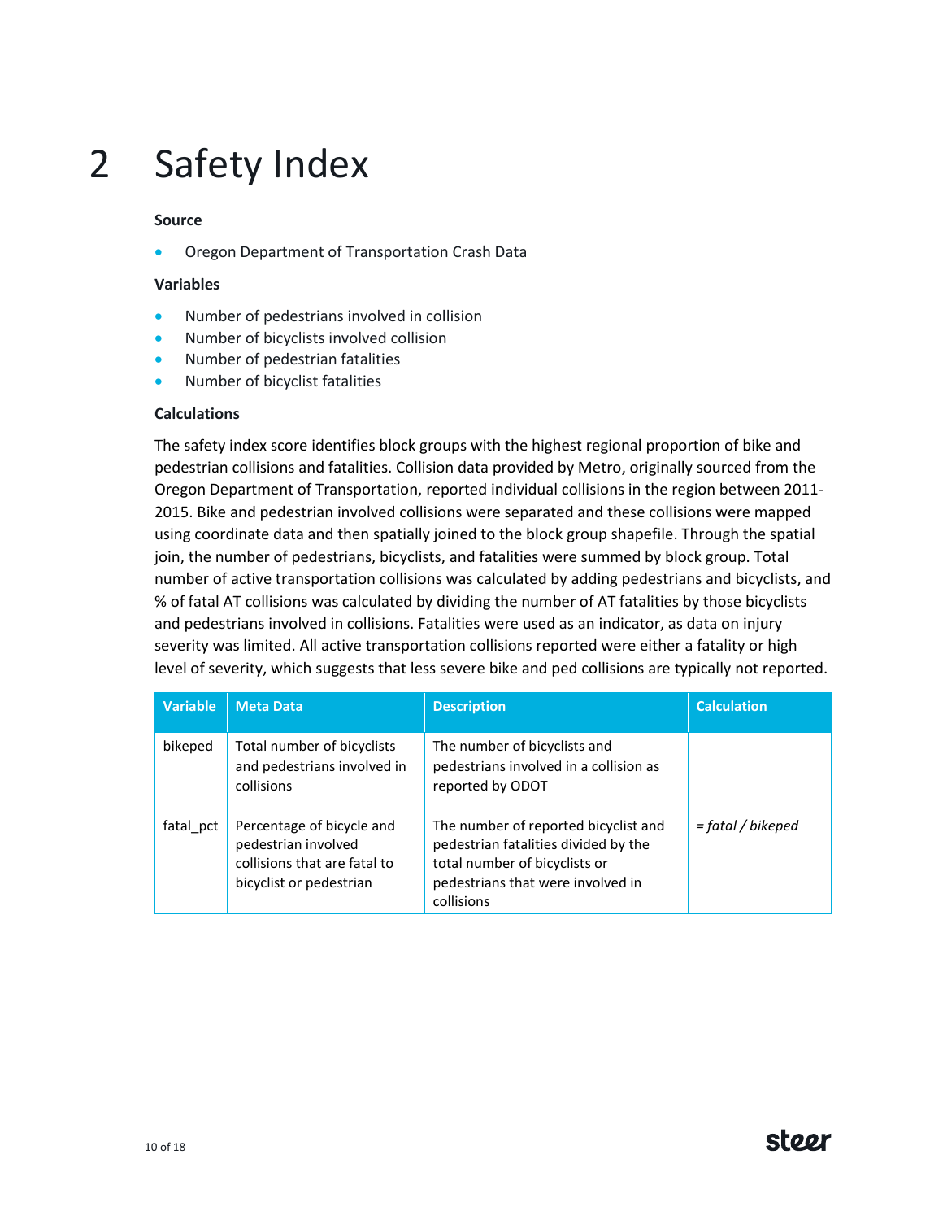# 2 Safety Index

**Source**

- Oregon Department of Transportation Crash Data

**Variables**

- Number of pedestrians involved in collision
- Number of bicyclists involved collision
- Number of pedestrian fatalities
- Number of bicyclist fatalities

**Calculations**

The safety index score identifies block groups with the highest regional proportion of bike and pedestrian collisions and fatalities. Collision data provided by Metro, originally sourced from the Oregon Department of Transportation, reported individual collisions in the region between 2011-2015. Bike and pedestrian involved collisions were separated and these collisions were mapped using coordinate data and then spatially joined to the block group shapefile. Through the spatial join, the number of pedestrians, bicyclists, and fatalities were summed by block group. Total number of active transportation collisions was calculated by adding pedestrians and bicyclists, and % of fatal AT collisions was calculated by dividing the number of AT fatalities by those bicyclists and pedestrians involved in collisions. Fatalities were used as an indicator, as data on injury severity was limited. All active transportation collisions reported were either a fatality or high level of severity, which suggests that less severe bike and ped collisions are typically not reported.

| Variable | Meta Data | Description | Calculation |
|---|---|---|---|
| bikeped | Total number of bicyclists and pedestrians involved in collisions | The number of bicyclists and pedestrians involved in a collision as reported by ODOT | |
| fatal_pct | Percentage of bicycle and pedestrian involved collisions that are fatal to bicyclist or pedestrian | The number of reported bicyclist and pedestrian fatalities divided by the total number of bicyclists or pedestrians that were involved in collisions | *= fatal / bikeped* |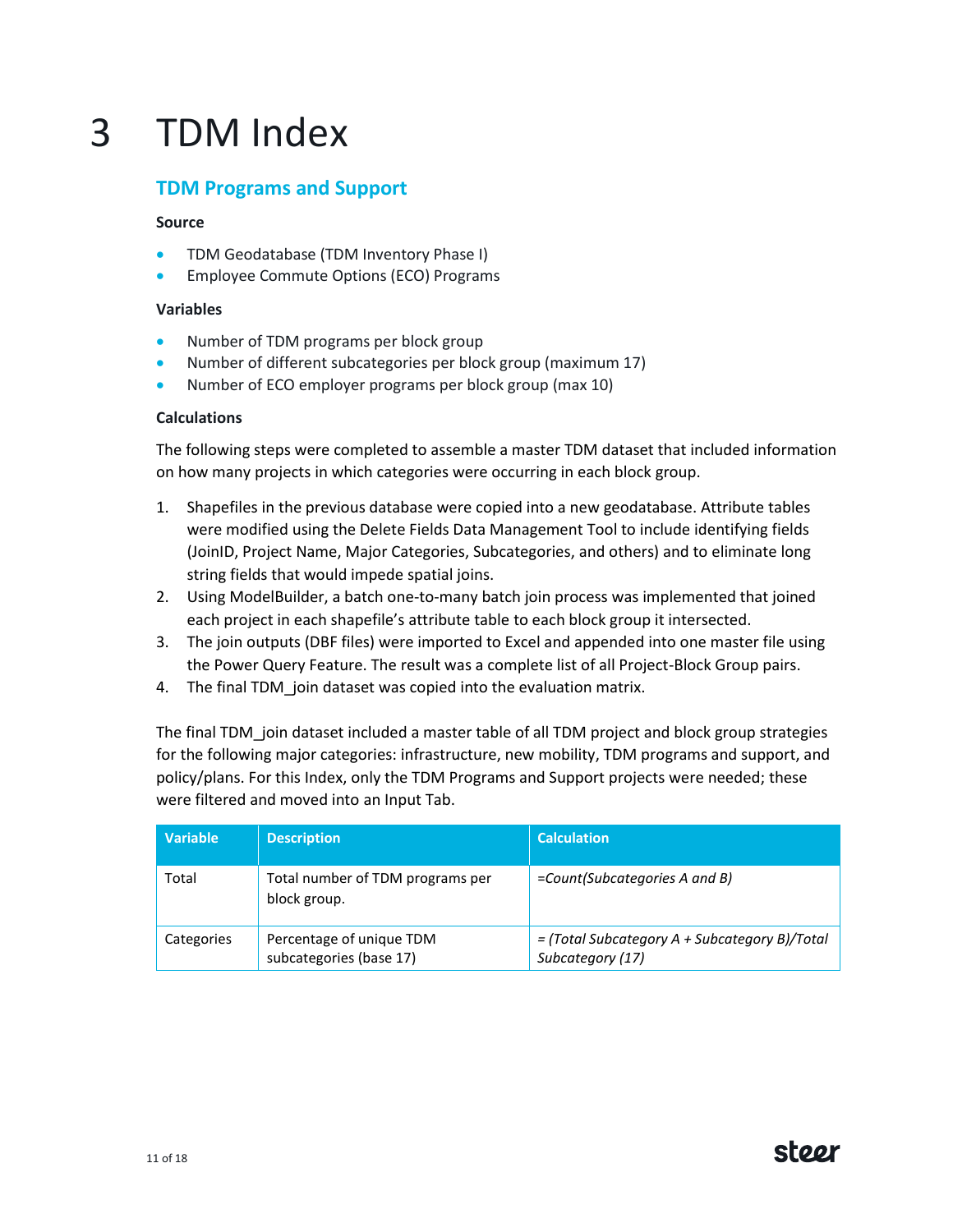# 3 TDM Index

## TDM Programs and Support

**Source**

- TDM Geodatabase (TDM Inventory Phase I)
- Employee Commute Options (ECO) Programs

**Variables**

- Number of TDM programs per block group
- Number of different subcategories per block group (maximum 17)
- Number of ECO employer programs per block group (max 10)

**Calculations**

The following steps were completed to assemble a master TDM dataset that included information on how many projects in which categories were occurring in each block group.

1. Shapefiles in the previous database were copied into a new geodatabase. Attribute tables were modified using the Delete Fields Data Management Tool to include identifying fields (JoinID, Project Name, Major Categories, Subcategories, and others) and to eliminate long string fields that would impede spatial joins.
2. Using ModelBuilder, a batch one-to-many batch join process was implemented that joined each project in each shapefile's attribute table to each block group it intersected.
3. The join outputs (DBF files) were imported to Excel and appended into one master file using the Power Query Feature. The result was a complete list of all Project-Block Group pairs.
4. The final TDM_join dataset was copied into the evaluation matrix.

The final TDM_join dataset included a master table of all TDM project and block group strategies for the following major categories: infrastructure, new mobility, TDM programs and support, and policy/plans. For this Index, only the TDM Programs and Support projects were needed; these were filtered and moved into an Input Tab.

| Variable | Description | Calculation |
|---|---|---|
| Total | Total number of TDM programs per block group. | *=Count(Subcategories A and B)* |
| Categories | Percentage of unique TDM subcategories (base 17) | *= (Total Subcategory A + Subcategory B)/Total Subcategory (17)* |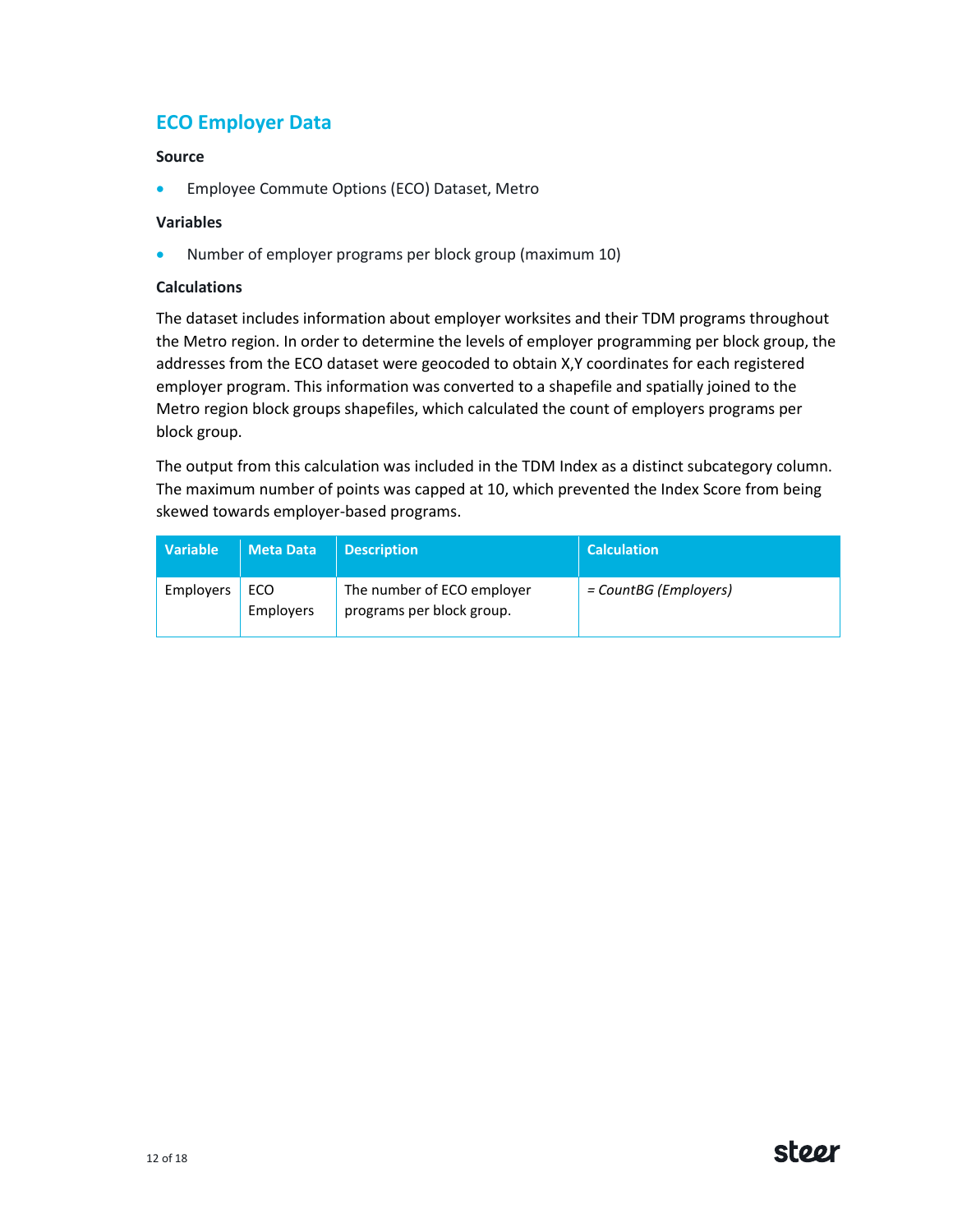## ECO Employer Data

**Source**

- Employee Commute Options (ECO) Dataset, Metro

**Variables**

- Number of employer programs per block group (maximum 10)

**Calculations**

The dataset includes information about employer worksites and their TDM programs throughout the Metro region. In order to determine the levels of employer programming per block group, the addresses from the ECO dataset were geocoded to obtain X,Y coordinates for each registered employer program. This information was converted to a shapefile and spatially joined to the Metro region block groups shapefiles, which calculated the count of employers programs per block group.

The output from this calculation was included in the TDM Index as a distinct subcategory column. The maximum number of points was capped at 10, which prevented the Index Score from being skewed towards employer-based programs.

| Variable | Meta Data | Description | Calculation |
| --- | --- | --- | --- |
| Employers | ECO Employers | The number of ECO employer programs per block group. | *= CountBG (Employers)* |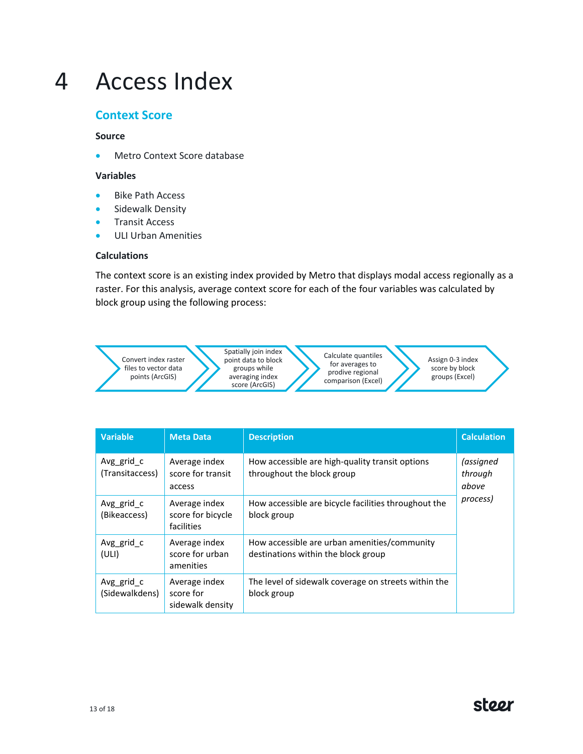# 4 Access Index

## Context Score

### Source

- Metro Context Score database

### Variables

- Bike Path Access
- Sidewalk Density
- Transit Access
- ULI Urban Amenities

### Calculations

The context score is an existing index provided by Metro that displays modal access regionally as a raster. For this analysis, average context score for each of the four variables was calculated by block group using the following process:

1. Convert index raster files to vector data points (ArcGIS)
2. Spatially join index point data to block groups while averaging index score (ArcGIS)
3. Calculate quantiles for averages to prodive regional comparison (Excel)
4. Assign 0-3 index score by block groups (Excel)

| Variable | Meta Data | Description | Calculation |
|---|---|---|---|
| Avg_grid_c (Transitaccess) | Average index score for transit access | How accessible are high-quality transit options throughout the block group | *(assigned through above process)* |
| Avg_grid_c (Bikeaccess) | Average index score for bicycle facilities | How accessible are bicycle facilities throughout the block group | |
| Avg_grid_c (ULI) | Average index score for urban amenities | How accessible are urban amenities/community destinations within the block group | |
| Avg_grid_c (Sidewalkdens) | Average index score for sidewalk density | The level of sidewalk coverage on streets within the block group | |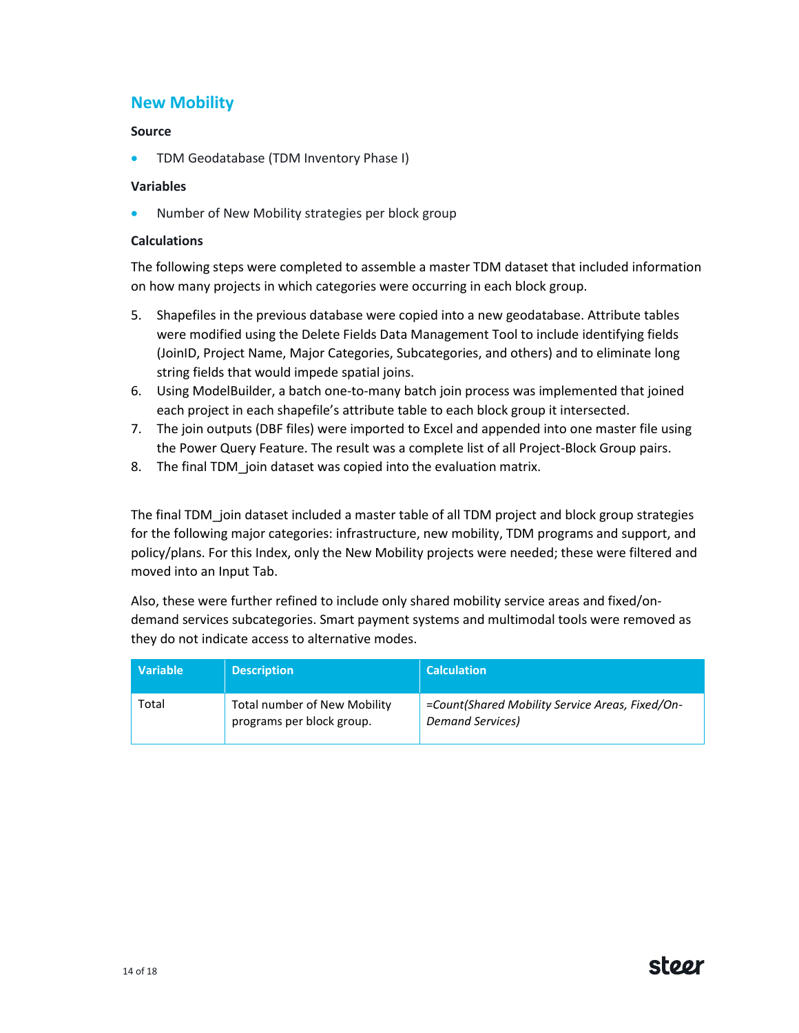## New Mobility

**Source**

- TDM Geodatabase (TDM Inventory Phase I)

**Variables**

- Number of New Mobility strategies per block group

**Calculations**

The following steps were completed to assemble a master TDM dataset that included information on how many projects in which categories were occurring in each block group.

5. Shapefiles in the previous database were copied into a new geodatabase. Attribute tables were modified using the Delete Fields Data Management Tool to include identifying fields (JoinID, Project Name, Major Categories, Subcategories, and others) and to eliminate long string fields that would impede spatial joins.
6. Using ModelBuilder, a batch one-to-many batch join process was implemented that joined each project in each shapefile's attribute table to each block group it intersected.
7. The join outputs (DBF files) were imported to Excel and appended into one master file using the Power Query Feature. The result was a complete list of all Project-Block Group pairs.
8. The final TDM_join dataset was copied into the evaluation matrix.

The final TDM_join dataset included a master table of all TDM project and block group strategies for the following major categories: infrastructure, new mobility, TDM programs and support, and policy/plans. For this Index, only the New Mobility projects were needed; these were filtered and moved into an Input Tab.

Also, these were further refined to include only shared mobility service areas and fixed/on-demand services subcategories. Smart payment systems and multimodal tools were removed as they do not indicate access to alternative modes.

| Variable | Description | Calculation |
|---|---|---|
| Total | Total number of New Mobility programs per block group. | *=Count(Shared Mobility Service Areas, Fixed/On-Demand Services)* |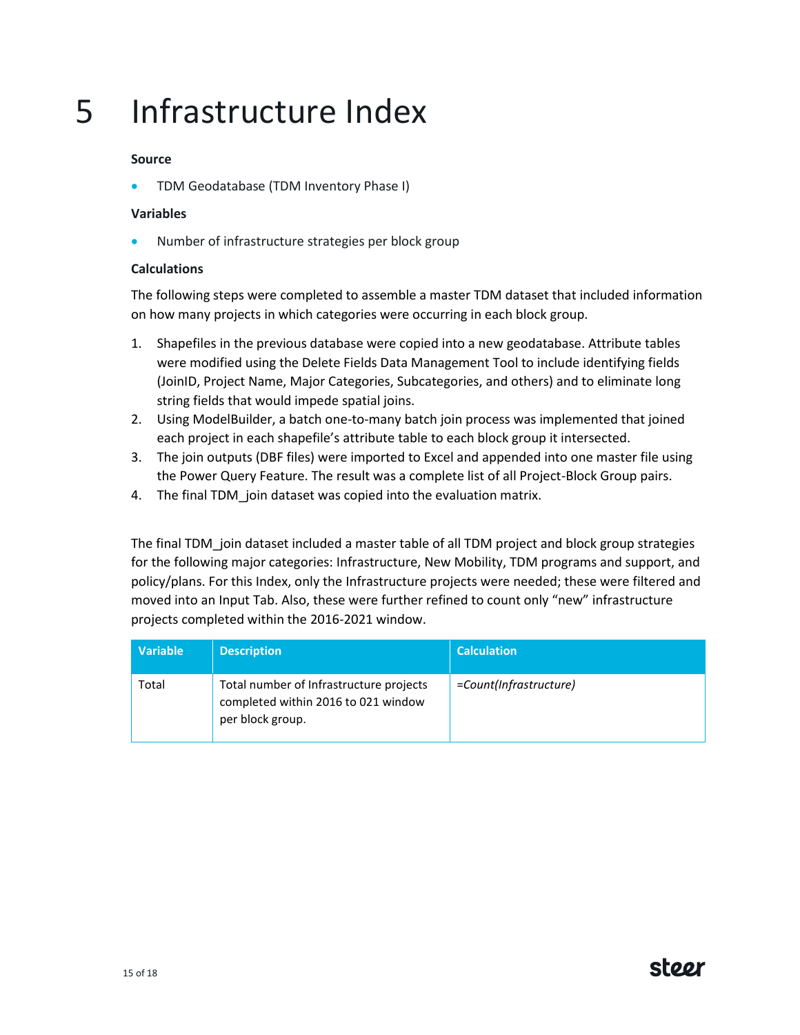# 5 Infrastructure Index

**Source**

- TDM Geodatabase (TDM Inventory Phase I)

**Variables**

- Number of infrastructure strategies per block group

**Calculations**

The following steps were completed to assemble a master TDM dataset that included information on how many projects in which categories were occurring in each block group.

1. Shapefiles in the previous database were copied into a new geodatabase. Attribute tables were modified using the Delete Fields Data Management Tool to include identifying fields (JoinID, Project Name, Major Categories, Subcategories, and others) and to eliminate long string fields that would impede spatial joins.
2. Using ModelBuilder, a batch one-to-many batch join process was implemented that joined each project in each shapefile's attribute table to each block group it intersected.
3. The join outputs (DBF files) were imported to Excel and appended into one master file using the Power Query Feature. The result was a complete list of all Project-Block Group pairs.
4. The final TDM_join dataset was copied into the evaluation matrix.

The final TDM_join dataset included a master table of all TDM project and block group strategies for the following major categories: Infrastructure, New Mobility, TDM programs and support, and policy/plans. For this Index, only the Infrastructure projects were needed; these were filtered and moved into an Input Tab. Also, these were further refined to count only "new" infrastructure projects completed within the 2016-2021 window.

| Variable | Description | Calculation |
|---|---|---|
| Total | Total number of Infrastructure projects completed within 2016 to 021 window per block group. | *=Count(Infrastructure)* |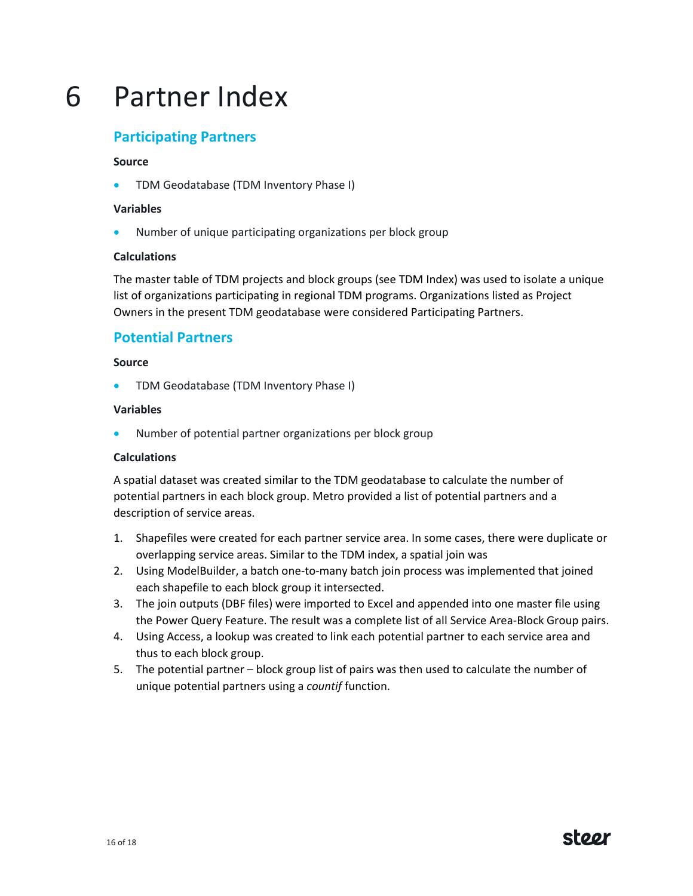# 6 Partner Index

## Participating Partners

**Source**

- TDM Geodatabase (TDM Inventory Phase I)

**Variables**

- Number of unique participating organizations per block group

**Calculations**

The master table of TDM projects and block groups (see TDM Index) was used to isolate a unique list of organizations participating in regional TDM programs. Organizations listed as Project Owners in the present TDM geodatabase were considered Participating Partners.

## Potential Partners

**Source**

- TDM Geodatabase (TDM Inventory Phase I)

**Variables**

- Number of potential partner organizations per block group

**Calculations**

A spatial dataset was created similar to the TDM geodatabase to calculate the number of potential partners in each block group. Metro provided a list of potential partners and a description of service areas.

1. Shapefiles were created for each partner service area. In some cases, there were duplicate or overlapping service areas. Similar to the TDM index, a spatial join was
2. Using ModelBuilder, a batch one-to-many batch join process was implemented that joined each shapefile to each block group it intersected.
3. The join outputs (DBF files) were imported to Excel and appended into one master file using the Power Query Feature. The result was a complete list of all Service Area-Block Group pairs.
4. Using Access, a lookup was created to link each potential partner to each service area and thus to each block group.
5. The potential partner – block group list of pairs was then used to calculate the number of unique potential partners using a *countif* function.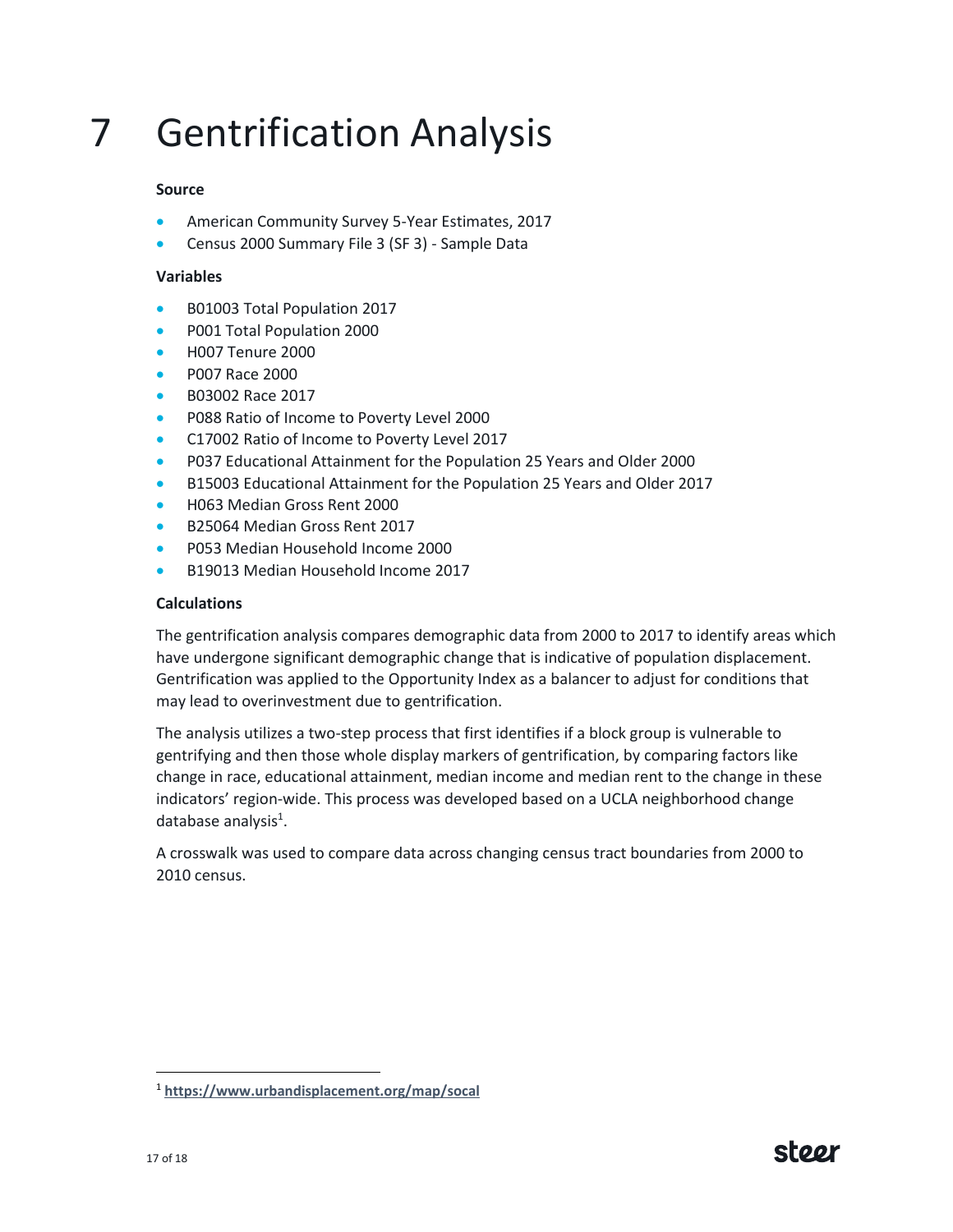# 7 Gentrification Analysis

**Source**

- American Community Survey 5-Year Estimates, 2017
- Census 2000 Summary File 3 (SF 3) - Sample Data

**Variables**

- B01003 Total Population 2017
- P001 Total Population 2000
- H007 Tenure 2000
- P007 Race 2000
- B03002 Race 2017
- P088 Ratio of Income to Poverty Level 2000
- C17002 Ratio of Income to Poverty Level 2017
- P037 Educational Attainment for the Population 25 Years and Older 2000
- B15003 Educational Attainment for the Population 25 Years and Older 2017
- H063 Median Gross Rent 2000
- B25064 Median Gross Rent 2017
- P053 Median Household Income 2000
- B19013 Median Household Income 2017

**Calculations**

The gentrification analysis compares demographic data from 2000 to 2017 to identify areas which have undergone significant demographic change that is indicative of population displacement. Gentrification was applied to the Opportunity Index as a balancer to adjust for conditions that may lead to overinvestment due to gentrification.

The analysis utilizes a two-step process that first identifies if a block group is vulnerable to gentrifying and then those whole display markers of gentrification, by comparing factors like change in race, educational attainment, median income and median rent to the change in these indicators' region-wide. This process was developed based on a UCLA neighborhood change database analysis[1].

A crosswalk was used to compare data across changing census tract boundaries from 2000 to 2010 census.

[1] **https://www.urbandisplacement.org/map/socal**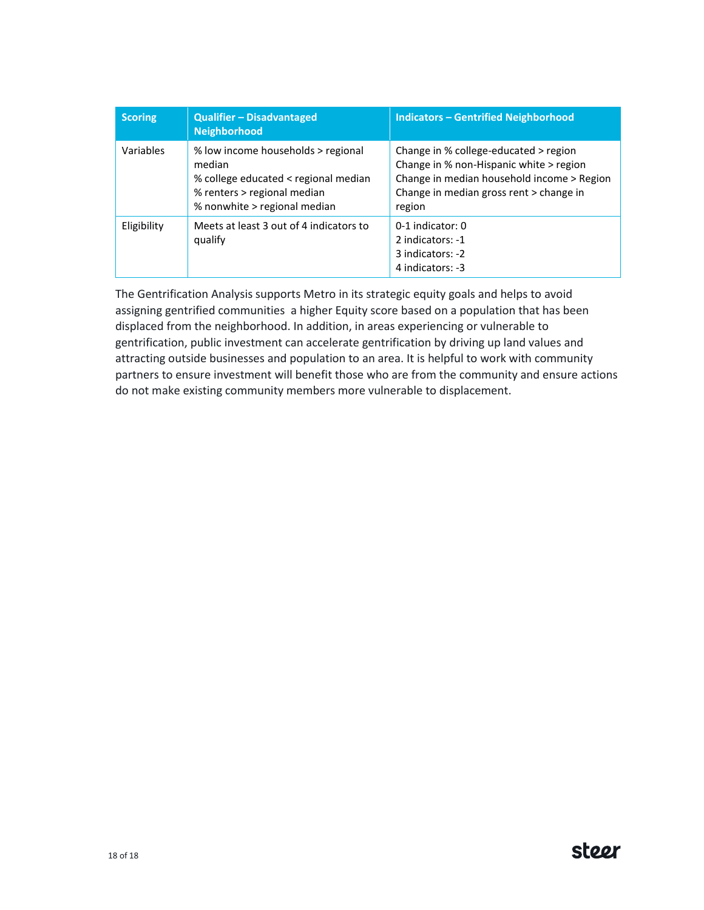| Scoring | Qualifier – Disadvantaged Neighborhood | Indicators – Gentrified Neighborhood |
|---|---|---|
| Variables | % low income households > regional median<br>% college educated < regional median<br>% renters > regional median<br>% nonwhite > regional median | Change in % college-educated > region<br>Change in % non-Hispanic white > region<br>Change in median household income > Region<br>Change in median gross rent > change in region |
| Eligibility | Meets at least 3 out of 4 indicators to qualify | 0-1 indicator: 0<br>2 indicators: -1<br>3 indicators: -2<br>4 indicators: -3 |

The Gentrification Analysis supports Metro in its strategic equity goals and helps to avoid assigning gentrified communities  a higher Equity score based on a population that has been displaced from the neighborhood. In addition, in areas experiencing or vulnerable to gentrification, public investment can accelerate gentrification by driving up land values and attracting outside businesses and population to an area. It is helpful to work with community partners to ensure investment will benefit those who are from the community and ensure actions do not make existing community members more vulnerable to displacement.